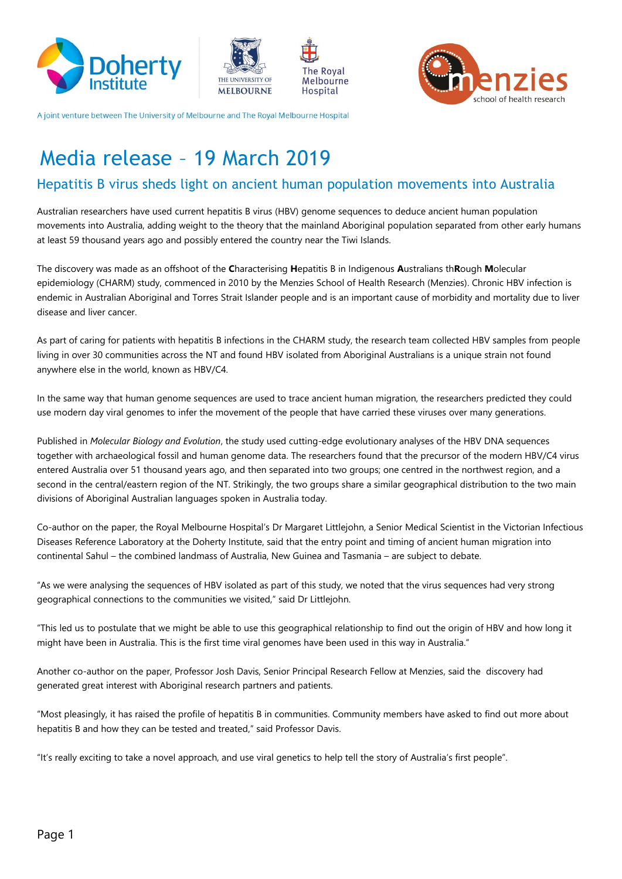A joint venture between The University of Melbourne and The Royal Melbourne Hospital

# Media release – 19 March 2019

## Hepatitis B virus sheds light on ancient human population movements into Australia

Australian researchers have used current hepatitis B virus (HBV) genome sequences to deduce ancient human population movements into Australia, adding weight to the theory that the mainland Aboriginal population separated from other early humans at least 59 thousand years ago and possibly entered the country near the Tiwi Islands.

The discovery was made as an offshoot of the **C**haracterising **H**epatitis B in Indigenous **A**ustralians th**R**ough **M**olecular epidemiology (CHARM) study, commenced in 2010 by the Menzies School of Health Research (Menzies). Chronic HBV infection is endemic in Australian Aboriginal and Torres Strait Islander people and is an important cause of morbidity and mortality due to liver disease and liver cancer.

As part of caring for patients with hepatitis B infections in the CHARM study, the research team collected HBV samples from people living in over 30 communities across the NT and found HBV isolated from Aboriginal Australians is a unique strain not found anywhere else in the world, known as HBV/C4.

In the same way that human genome sequences are used to trace ancient human migration, the researchers predicted they could use modern day viral genomes to infer the movement of the people that have carried these viruses over many generations.

Published in *Molecular Biology and Evolution*, the study used cutting-edge evolutionary analyses of the HBV DNA sequences together with archaeological fossil and human genome data. The researchers found that the precursor of the modern HBV/C4 virus entered Australia over 51 thousand years ago, and then separated into two groups; one centred in the northwest region, and a second in the central/eastern region of the NT. Strikingly, the two groups share a similar geographical distribution to the two main divisions of Aboriginal Australian languages spoken in Australia today.

Co-author on the paper, the Royal Melbourne Hospital's Dr Margaret Littlejohn, a Senior Medical Scientist in the Victorian Infectious Diseases Reference Laboratory at the Doherty Institute, said that the entry point and timing of ancient human migration into continental Sahul – the combined landmass of Australia, New Guinea and Tasmania – are subject to debate.

"As we were analysing the sequences of HBV isolated as part of this study, we noted that the virus sequences had very strong geographical connections to the communities we visited," said Dr Littlejohn.

"This led us to postulate that we might be able to use this geographical relationship to find out the origin of HBV and how long it might have been in Australia. This is the first time viral genomes have been used in this way in Australia."

Another co-author on the paper, Professor Josh Davis, Senior Principal Research Fellow at Menzies, said the discovery had generated great interest with Aboriginal research partners and patients.

"Most pleasingly, it has raised the profile of hepatitis B in communities. Community members have asked to find out more about hepatitis B and how they can be tested and treated," said Professor Davis.

"It's really exciting to take a novel approach, and use viral genetics to help tell the story of Australia's first people".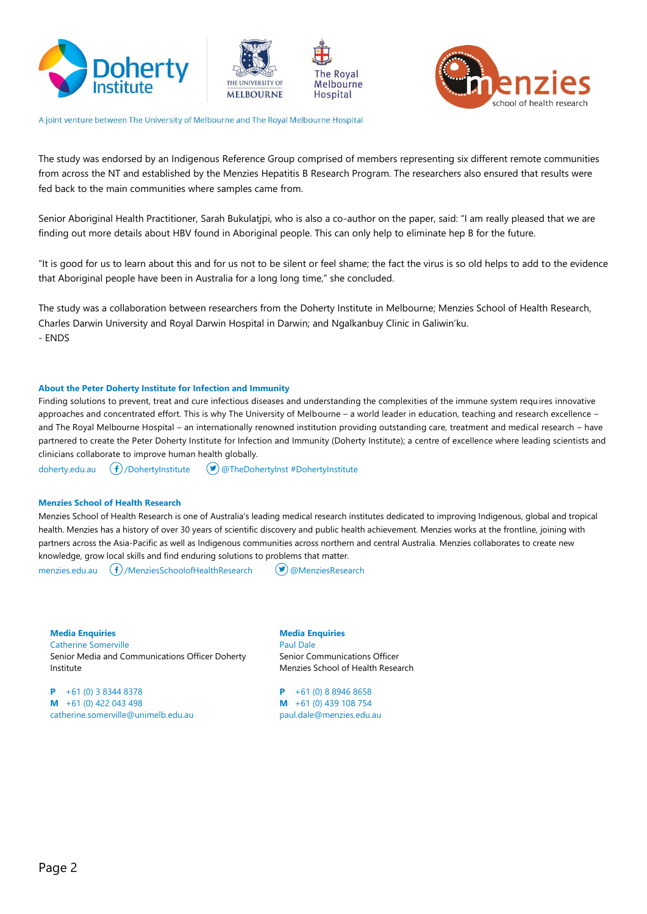A joint venture between The University of Melbourne and The Royal Melbourne Hospital

The study was endorsed by an Indigenous Reference Group comprised of members representing six different remote communities from across the NT and established by the Menzies Hepatitis B Research Program. The researchers also ensured that results were fed back to the main communities where samples came from.

Senior Aboriginal Health Practitioner, Sarah Bukulatjpi, who is also a co-author on the paper, said: "I am really pleased that we are finding out more details about HBV found in Aboriginal people. This can only help to eliminate hep B for the future.

"It is good for us to learn about this and for us not to be silent or feel shame; the fact the virus is so old helps to add to the evidence that Aboriginal people have been in Australia for a long long time," she concluded.

The study was a collaboration between researchers from the Doherty Institute in Melbourne; Menzies School of Health Research, Charles Darwin University and Royal Darwin Hospital in Darwin; and Ngalkanbuy Clinic in Galiwin'ku.
- ENDS

**About the Peter Doherty Institute for Infection and Immunity**

Finding solutions to prevent, treat and cure infectious diseases and understanding the complexities of the immune system requires innovative approaches and concentrated effort. This is why The University of Melbourne – a world leader in education, teaching and research excellence – and The Royal Melbourne Hospital – an internationally renowned institution providing outstanding care, treatment and medical research – have partnered to create the Peter Doherty Institute for Infection and Immunity (Doherty Institute); a centre of excellence where leading scientists and clinicians collaborate to improve human health globally.

doherty.edu.au /DohertyInstitute @TheDohertyInst #DohertyInstitute

**Menzies School of Health Research**

Menzies School of Health Research is one of Australia's leading medical research institutes dedicated to improving Indigenous, global and tropical health. Menzies has a history of over 30 years of scientific discovery and public health achievement. Menzies works at the frontline, joining with partners across the Asia-Pacific as well as Indigenous communities across northern and central Australia. Menzies collaborates to create new knowledge, grow local skills and find enduring solutions to problems that matter.

menzies.edu.au /MenziesSchoolofHealthResearch @MenziesResearch

**Media Enquiries**
Catherine Somerville
Senior Media and Communications Officer Doherty Institute

**P** +61 (0) 3 8344 8378
**M** +61 (0) 422 043 498
catherine.somerville@unimelb.edu.au

**Media Enquiries**
Paul Dale
Senior Communications Officer
Menzies School of Health Research

**P** +61 (0) 8 8946 8658
**M** +61 (0) 439 108 754
paul.dale@menzies.edu.au